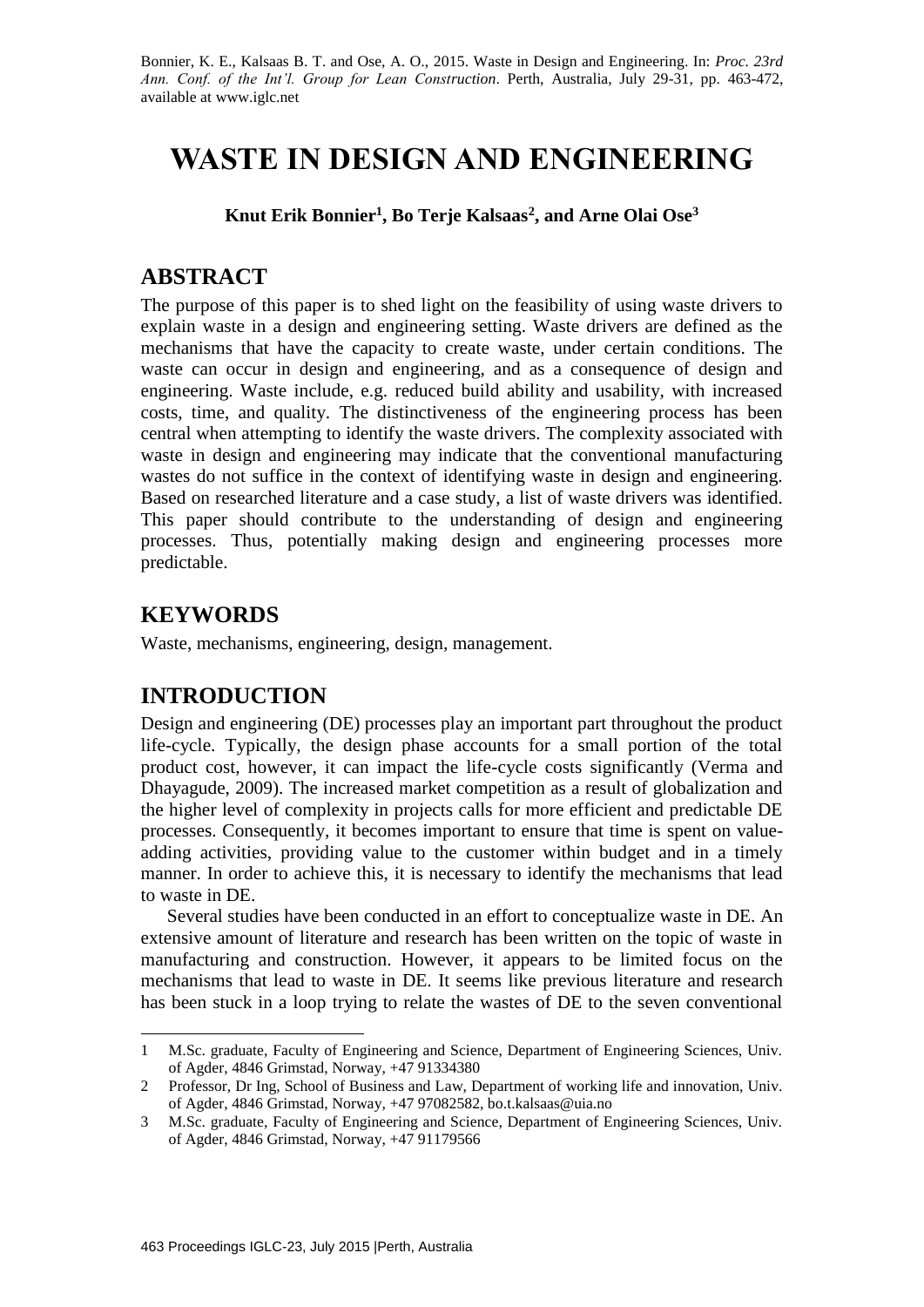Bonnier, K. E., Kalsaas B. T. and Ose, A. O., 2015. Waste in Design and Engineering. In: *Proc. 23rd Ann. Conf. of the Int'l. Group for Lean Construction*. Perth, Australia, July 29-31, pp. 463-472, available at www.iglc.net

# WASTE IN DESIGN AND ENGINEERING

**Knut Erik Bonnier[1], Bo Terje Kalsaas[2], and Arne Olai Ose[3]**

## ABSTRACT

The purpose of this paper is to shed light on the feasibility of using waste drivers to explain waste in a design and engineering setting. Waste drivers are defined as the mechanisms that have the capacity to create waste, under certain conditions. The waste can occur in design and engineering, and as a consequence of design and engineering. Waste include, e.g. reduced build ability and usability, with increased costs, time, and quality. The distinctiveness of the engineering process has been central when attempting to identify the waste drivers. The complexity associated with waste in design and engineering may indicate that the conventional manufacturing wastes do not suffice in the context of identifying waste in design and engineering. Based on researched literature and a case study, a list of waste drivers was identified. This paper should contribute to the understanding of design and engineering processes. Thus, potentially making design and engineering processes more predictable.

## KEYWORDS

Waste, mechanisms, engineering, design, management.

## INTRODUCTION

Design and engineering (DE) processes play an important part throughout the product life-cycle. Typically, the design phase accounts for a small portion of the total product cost, however, it can impact the life-cycle costs significantly (Verma and Dhayagude, 2009). The increased market competition as a result of globalization and the higher level of complexity in projects calls for more efficient and predictable DE processes. Consequently, it becomes important to ensure that time is spent on value-adding activities, providing value to the customer within budget and in a timely manner. In order to achieve this, it is necessary to identify the mechanisms that lead to waste in DE.

Several studies have been conducted in an effort to conceptualize waste in DE. An extensive amount of literature and research has been written on the topic of waste in manufacturing and construction. However, it appears to be limited focus on the mechanisms that lead to waste in DE. It seems like previous literature and research has been stuck in a loop trying to relate the wastes of DE to the seven conventional

---

1 M.Sc. graduate, Faculty of Engineering and Science, Department of Engineering Sciences, Univ. of Agder, 4846 Grimstad, Norway, +47 91334380

2 Professor, Dr Ing, School of Business and Law, Department of working life and innovation, Univ. of Agder, 4846 Grimstad, Norway, +47 97082582, bo.t.kalsaas@uia.no

3 M.Sc. graduate, Faculty of Engineering and Science, Department of Engineering Sciences, Univ. of Agder, 4846 Grimstad, Norway, +47 91179566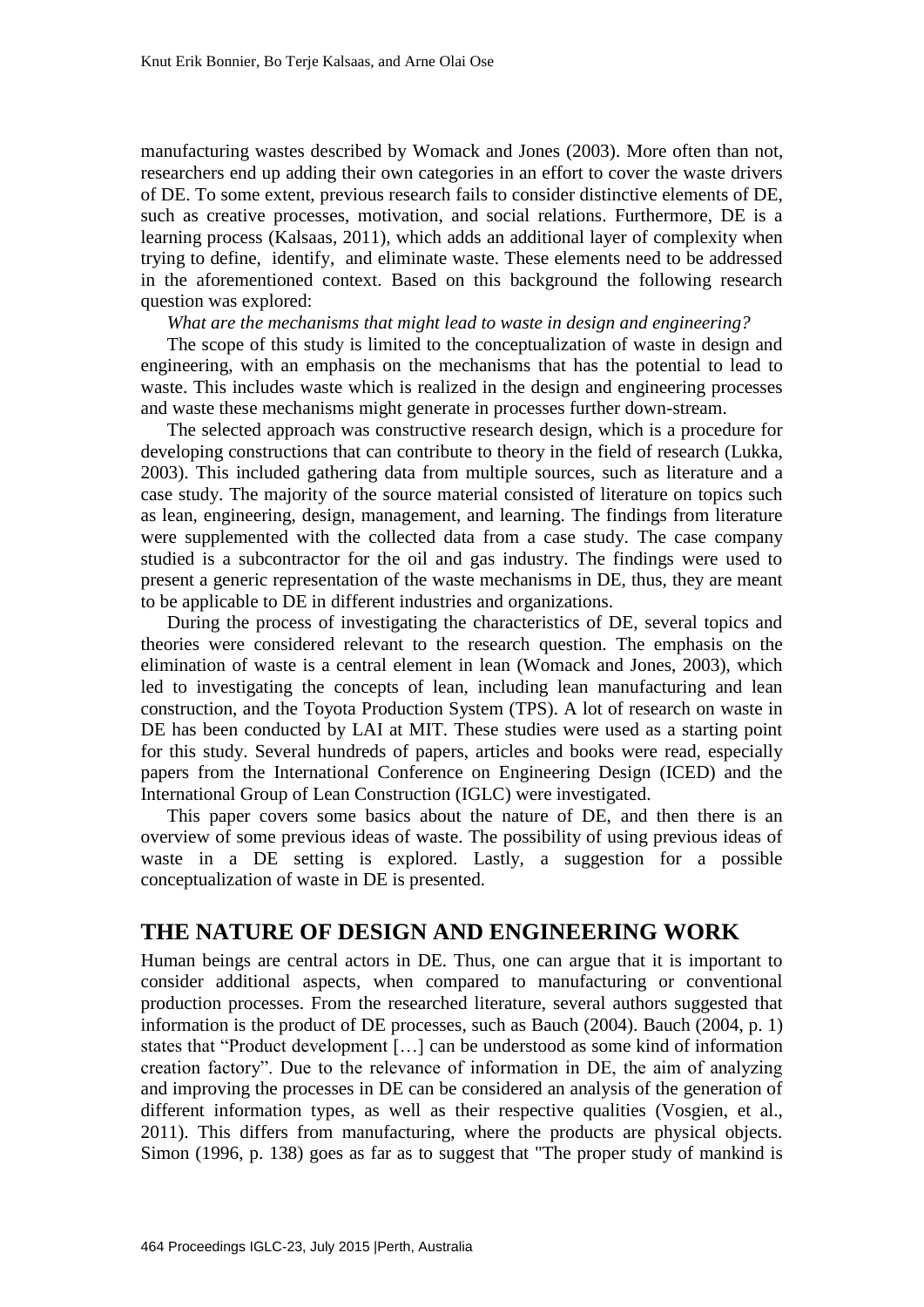manufacturing wastes described by Womack and Jones (2003). More often than not, researchers end up adding their own categories in an effort to cover the waste drivers of DE. To some extent, previous research fails to consider distinctive elements of DE, such as creative processes, motivation, and social relations. Furthermore, DE is a learning process (Kalsaas, 2011), which adds an additional layer of complexity when trying to define, identify, and eliminate waste. These elements need to be addressed in the aforementioned context. Based on this background the following research question was explored:

*What are the mechanisms that might lead to waste in design and engineering?*

The scope of this study is limited to the conceptualization of waste in design and engineering, with an emphasis on the mechanisms that has the potential to lead to waste. This includes waste which is realized in the design and engineering processes and waste these mechanisms might generate in processes further down-stream.

The selected approach was constructive research design, which is a procedure for developing constructions that can contribute to theory in the field of research (Lukka, 2003). This included gathering data from multiple sources, such as literature and a case study. The majority of the source material consisted of literature on topics such as lean, engineering, design, management, and learning. The findings from literature were supplemented with the collected data from a case study. The case company studied is a subcontractor for the oil and gas industry. The findings were used to present a generic representation of the waste mechanisms in DE, thus, they are meant to be applicable to DE in different industries and organizations.

During the process of investigating the characteristics of DE, several topics and theories were considered relevant to the research question. The emphasis on the elimination of waste is a central element in lean (Womack and Jones, 2003), which led to investigating the concepts of lean, including lean manufacturing and lean construction, and the Toyota Production System (TPS). A lot of research on waste in DE has been conducted by LAI at MIT. These studies were used as a starting point for this study. Several hundreds of papers, articles and books were read, especially papers from the International Conference on Engineering Design (ICED) and the International Group of Lean Construction (IGLC) were investigated.

This paper covers some basics about the nature of DE, and then there is an overview of some previous ideas of waste. The possibility of using previous ideas of waste in a DE setting is explored. Lastly, a suggestion for a possible conceptualization of waste in DE is presented.

## THE NATURE OF DESIGN AND ENGINEERING WORK

Human beings are central actors in DE. Thus, one can argue that it is important to consider additional aspects, when compared to manufacturing or conventional production processes. From the researched literature, several authors suggested that information is the product of DE processes, such as Bauch (2004). Bauch (2004, p. 1) states that "Product development […] can be understood as some kind of information creation factory". Due to the relevance of information in DE, the aim of analyzing and improving the processes in DE can be considered an analysis of the generation of different information types, as well as their respective qualities (Vosgien, et al., 2011). This differs from manufacturing, where the products are physical objects. Simon (1996, p. 138) goes as far as to suggest that "The proper study of mankind is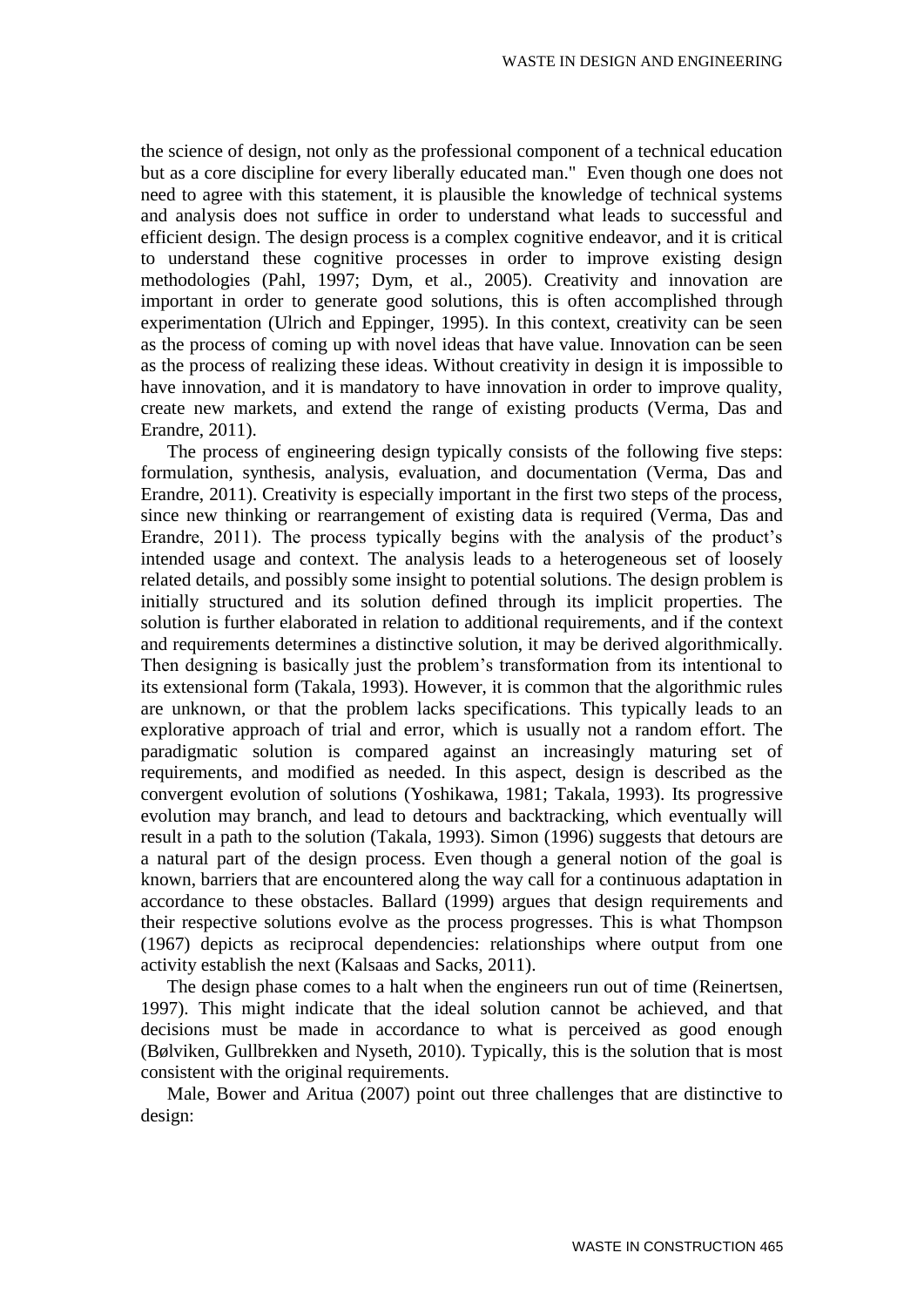the science of design, not only as the professional component of a technical education but as a core discipline for every liberally educated man." Even though one does not need to agree with this statement, it is plausible the knowledge of technical systems and analysis does not suffice in order to understand what leads to successful and efficient design. The design process is a complex cognitive endeavor, and it is critical to understand these cognitive processes in order to improve existing design methodologies (Pahl, 1997; Dym, et al., 2005). Creativity and innovation are important in order to generate good solutions, this is often accomplished through experimentation (Ulrich and Eppinger, 1995). In this context, creativity can be seen as the process of coming up with novel ideas that have value. Innovation can be seen as the process of realizing these ideas. Without creativity in design it is impossible to have innovation, and it is mandatory to have innovation in order to improve quality, create new markets, and extend the range of existing products (Verma, Das and Erandre, 2011).

The process of engineering design typically consists of the following five steps: formulation, synthesis, analysis, evaluation, and documentation (Verma, Das and Erandre, 2011). Creativity is especially important in the first two steps of the process, since new thinking or rearrangement of existing data is required (Verma, Das and Erandre, 2011). The process typically begins with the analysis of the product's intended usage and context. The analysis leads to a heterogeneous set of loosely related details, and possibly some insight to potential solutions. The design problem is initially structured and its solution defined through its implicit properties. The solution is further elaborated in relation to additional requirements, and if the context and requirements determines a distinctive solution, it may be derived algorithmically. Then designing is basically just the problem's transformation from its intentional to its extensional form (Takala, 1993). However, it is common that the algorithmic rules are unknown, or that the problem lacks specifications. This typically leads to an explorative approach of trial and error, which is usually not a random effort. The paradigmatic solution is compared against an increasingly maturing set of requirements, and modified as needed. In this aspect, design is described as the convergent evolution of solutions (Yoshikawa, 1981; Takala, 1993). Its progressive evolution may branch, and lead to detours and backtracking, which eventually will result in a path to the solution (Takala, 1993). Simon (1996) suggests that detours are a natural part of the design process. Even though a general notion of the goal is known, barriers that are encountered along the way call for a continuous adaptation in accordance to these obstacles. Ballard (1999) argues that design requirements and their respective solutions evolve as the process progresses. This is what Thompson (1967) depicts as reciprocal dependencies: relationships where output from one activity establish the next (Kalsaas and Sacks, 2011).

The design phase comes to a halt when the engineers run out of time (Reinertsen, 1997). This might indicate that the ideal solution cannot be achieved, and that decisions must be made in accordance to what is perceived as good enough (Bølviken, Gullbrekken and Nyseth, 2010). Typically, this is the solution that is most consistent with the original requirements.

Male, Bower and Aritua (2007) point out three challenges that are distinctive to design: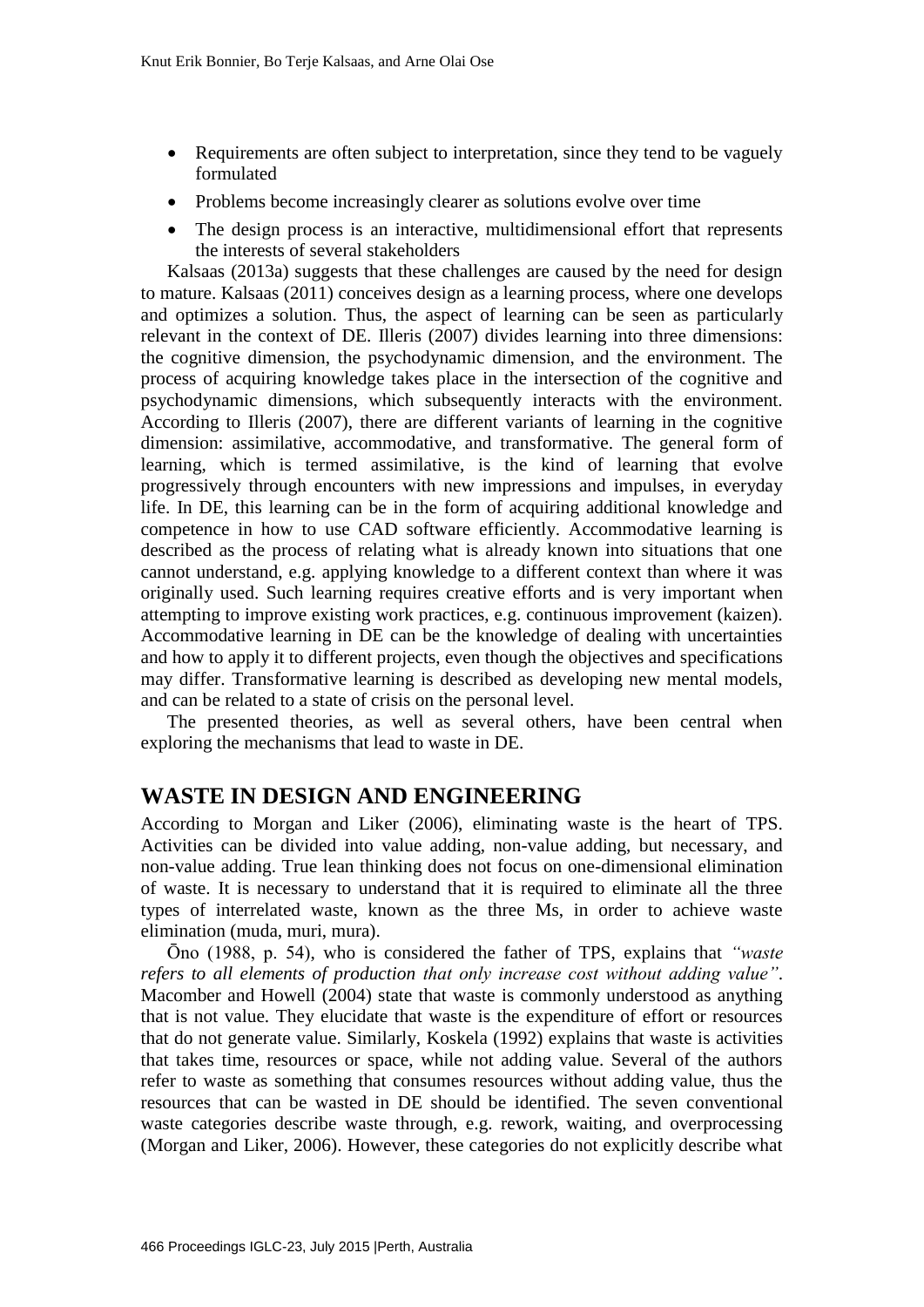- Requirements are often subject to interpretation, since they tend to be vaguely formulated
- Problems become increasingly clearer as solutions evolve over time
- The design process is an interactive, multidimensional effort that represents the interests of several stakeholders

Kalsaas (2013a) suggests that these challenges are caused by the need for design to mature. Kalsaas (2011) conceives design as a learning process, where one develops and optimizes a solution. Thus, the aspect of learning can be seen as particularly relevant in the context of DE. Illeris (2007) divides learning into three dimensions: the cognitive dimension, the psychodynamic dimension, and the environment. The process of acquiring knowledge takes place in the intersection of the cognitive and psychodynamic dimensions, which subsequently interacts with the environment. According to Illeris (2007), there are different variants of learning in the cognitive dimension: assimilative, accommodative, and transformative. The general form of learning, which is termed assimilative, is the kind of learning that evolve progressively through encounters with new impressions and impulses, in everyday life. In DE, this learning can be in the form of acquiring additional knowledge and competence in how to use CAD software efficiently. Accommodative learning is described as the process of relating what is already known into situations that one cannot understand, e.g. applying knowledge to a different context than where it was originally used. Such learning requires creative efforts and is very important when attempting to improve existing work practices, e.g. continuous improvement (kaizen). Accommodative learning in DE can be the knowledge of dealing with uncertainties and how to apply it to different projects, even though the objectives and specifications may differ. Transformative learning is described as developing new mental models, and can be related to a state of crisis on the personal level.

The presented theories, as well as several others, have been central when exploring the mechanisms that lead to waste in DE.

## WASTE IN DESIGN AND ENGINEERING

According to Morgan and Liker (2006), eliminating waste is the heart of TPS. Activities can be divided into value adding, non-value adding, but necessary, and non-value adding. True lean thinking does not focus on one-dimensional elimination of waste. It is necessary to understand that it is required to eliminate all the three types of interrelated waste, known as the three Ms, in order to achieve waste elimination (muda, muri, mura).

Ōno (1988, p. 54), who is considered the father of TPS, explains that *"waste refers to all elements of production that only increase cost without adding value"*. Macomber and Howell (2004) state that waste is commonly understood as anything that is not value. They elucidate that waste is the expenditure of effort or resources that do not generate value. Similarly, Koskela (1992) explains that waste is activities that takes time, resources or space, while not adding value. Several of the authors refer to waste as something that consumes resources without adding value, thus the resources that can be wasted in DE should be identified. The seven conventional waste categories describe waste through, e.g. rework, waiting, and overprocessing (Morgan and Liker, 2006). However, these categories do not explicitly describe what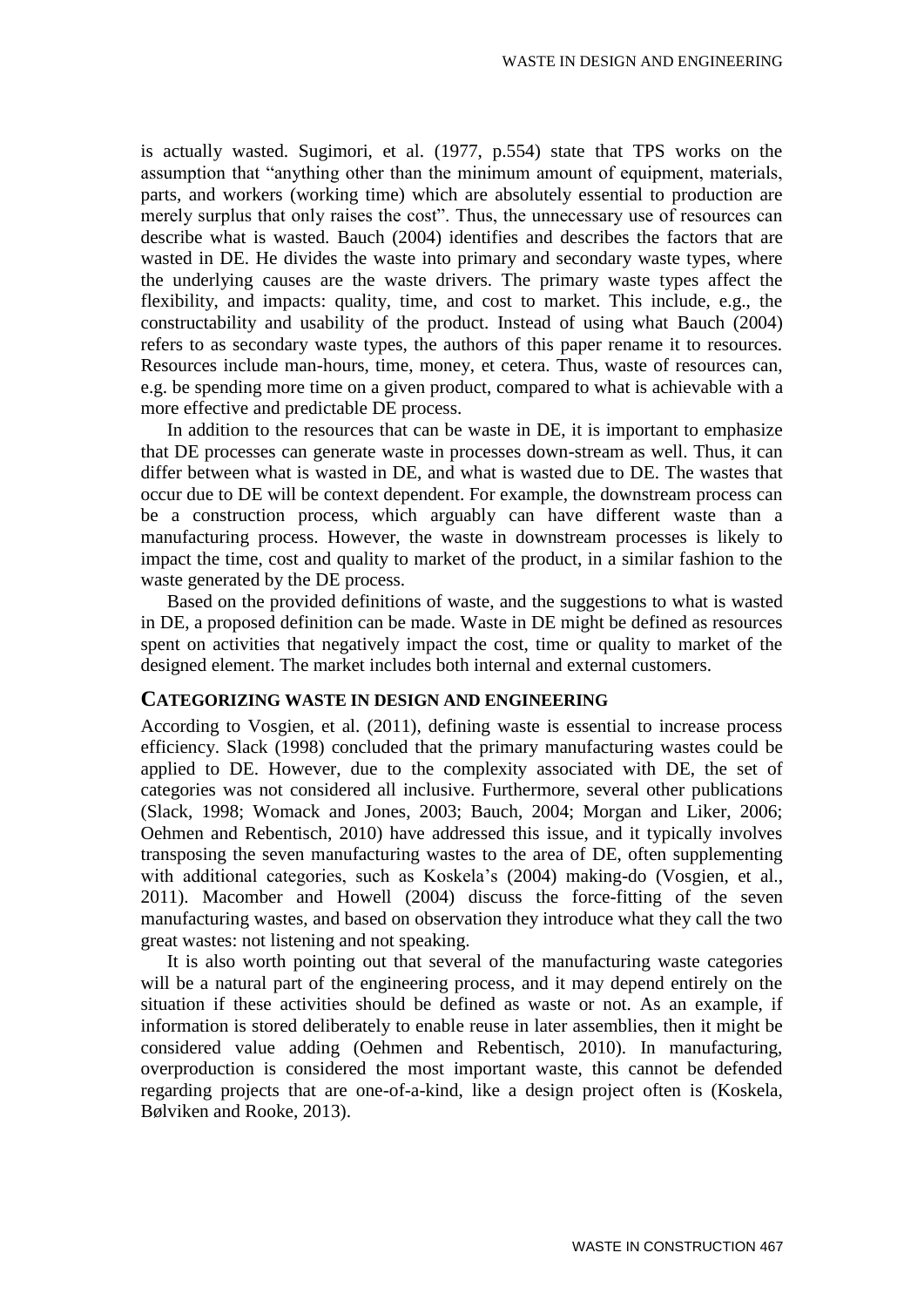is actually wasted. Sugimori, et al. (1977, p.554) state that TPS works on the assumption that "anything other than the minimum amount of equipment, materials, parts, and workers (working time) which are absolutely essential to production are merely surplus that only raises the cost". Thus, the unnecessary use of resources can describe what is wasted. Bauch (2004) identifies and describes the factors that are wasted in DE. He divides the waste into primary and secondary waste types, where the underlying causes are the waste drivers. The primary waste types affect the flexibility, and impacts: quality, time, and cost to market. This include, e.g., the constructability and usability of the product. Instead of using what Bauch (2004) refers to as secondary waste types, the authors of this paper rename it to resources. Resources include man-hours, time, money, et cetera. Thus, waste of resources can, e.g. be spending more time on a given product, compared to what is achievable with a more effective and predictable DE process.

In addition to the resources that can be waste in DE, it is important to emphasize that DE processes can generate waste in processes down-stream as well. Thus, it can differ between what is wasted in DE, and what is wasted due to DE. The wastes that occur due to DE will be context dependent. For example, the downstream process can be a construction process, which arguably can have different waste than a manufacturing process. However, the waste in downstream processes is likely to impact the time, cost and quality to market of the product, in a similar fashion to the waste generated by the DE process.

Based on the provided definitions of waste, and the suggestions to what is wasted in DE, a proposed definition can be made. Waste in DE might be defined as resources spent on activities that negatively impact the cost, time or quality to market of the designed element. The market includes both internal and external customers.

## CATEGORIZING WASTE IN DESIGN AND ENGINEERING

According to Vosgien, et al. (2011), defining waste is essential to increase process efficiency. Slack (1998) concluded that the primary manufacturing wastes could be applied to DE. However, due to the complexity associated with DE, the set of categories was not considered all inclusive. Furthermore, several other publications (Slack, 1998; Womack and Jones, 2003; Bauch, 2004; Morgan and Liker, 2006; Oehmen and Rebentisch, 2010) have addressed this issue, and it typically involves transposing the seven manufacturing wastes to the area of DE, often supplementing with additional categories, such as Koskela's (2004) making-do (Vosgien, et al., 2011). Macomber and Howell (2004) discuss the force-fitting of the seven manufacturing wastes, and based on observation they introduce what they call the two great wastes: not listening and not speaking.

It is also worth pointing out that several of the manufacturing waste categories will be a natural part of the engineering process, and it may depend entirely on the situation if these activities should be defined as waste or not. As an example, if information is stored deliberately to enable reuse in later assemblies, then it might be considered value adding (Oehmen and Rebentisch, 2010). In manufacturing, overproduction is considered the most important waste, this cannot be defended regarding projects that are one-of-a-kind, like a design project often is (Koskela, Bølviken and Rooke, 2013).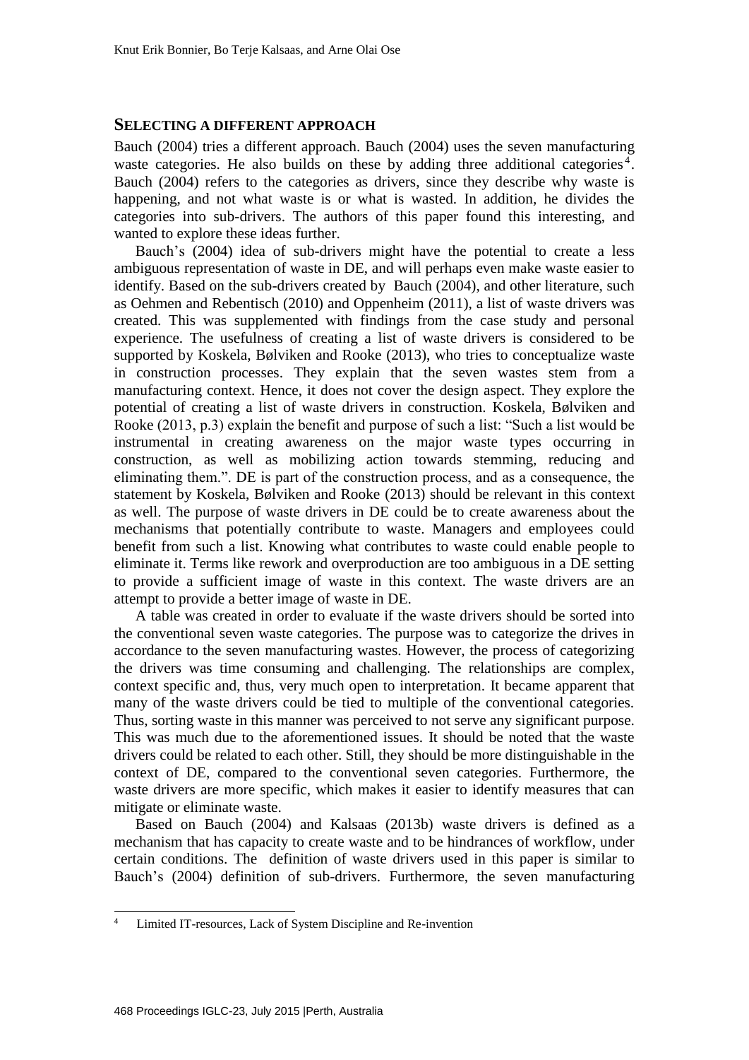## SELECTING A DIFFERENT APPROACH

Bauch (2004) tries a different approach. Bauch (2004) uses the seven manufacturing waste categories. He also builds on these by adding three additional categories[4]. Bauch (2004) refers to the categories as drivers, since they describe why waste is happening, and not what waste is or what is wasted. In addition, he divides the categories into sub-drivers. The authors of this paper found this interesting, and wanted to explore these ideas further.

Bauch's (2004) idea of sub-drivers might have the potential to create a less ambiguous representation of waste in DE, and will perhaps even make waste easier to identify. Based on the sub-drivers created by Bauch (2004), and other literature, such as Oehmen and Rebentisch (2010) and Oppenheim (2011), a list of waste drivers was created. This was supplemented with findings from the case study and personal experience. The usefulness of creating a list of waste drivers is considered to be supported by Koskela, Bølviken and Rooke (2013), who tries to conceptualize waste in construction processes. They explain that the seven wastes stem from a manufacturing context. Hence, it does not cover the design aspect. They explore the potential of creating a list of waste drivers in construction. Koskela, Bølviken and Rooke (2013, p.3) explain the benefit and purpose of such a list: "Such a list would be instrumental in creating awareness on the major waste types occurring in construction, as well as mobilizing action towards stemming, reducing and eliminating them.". DE is part of the construction process, and as a consequence, the statement by Koskela, Bølviken and Rooke (2013) should be relevant in this context as well. The purpose of waste drivers in DE could be to create awareness about the mechanisms that potentially contribute to waste. Managers and employees could benefit from such a list. Knowing what contributes to waste could enable people to eliminate it. Terms like rework and overproduction are too ambiguous in a DE setting to provide a sufficient image of waste in this context. The waste drivers are an attempt to provide a better image of waste in DE.

A table was created in order to evaluate if the waste drivers should be sorted into the conventional seven waste categories. The purpose was to categorize the drives in accordance to the seven manufacturing wastes. However, the process of categorizing the drivers was time consuming and challenging. The relationships are complex, context specific and, thus, very much open to interpretation. It became apparent that many of the waste drivers could be tied to multiple of the conventional categories. Thus, sorting waste in this manner was perceived to not serve any significant purpose. This was much due to the aforementioned issues. It should be noted that the waste drivers could be related to each other. Still, they should be more distinguishable in the context of DE, compared to the conventional seven categories. Furthermore, the waste drivers are more specific, which makes it easier to identify measures that can mitigate or eliminate waste.

Based on Bauch (2004) and Kalsaas (2013b) waste drivers is defined as a mechanism that has capacity to create waste and to be hindrances of workflow, under certain conditions. The definition of waste drivers used in this paper is similar to Bauch's (2004) definition of sub-drivers. Furthermore, the seven manufacturing

[4] Limited IT-resources, Lack of System Discipline and Re-invention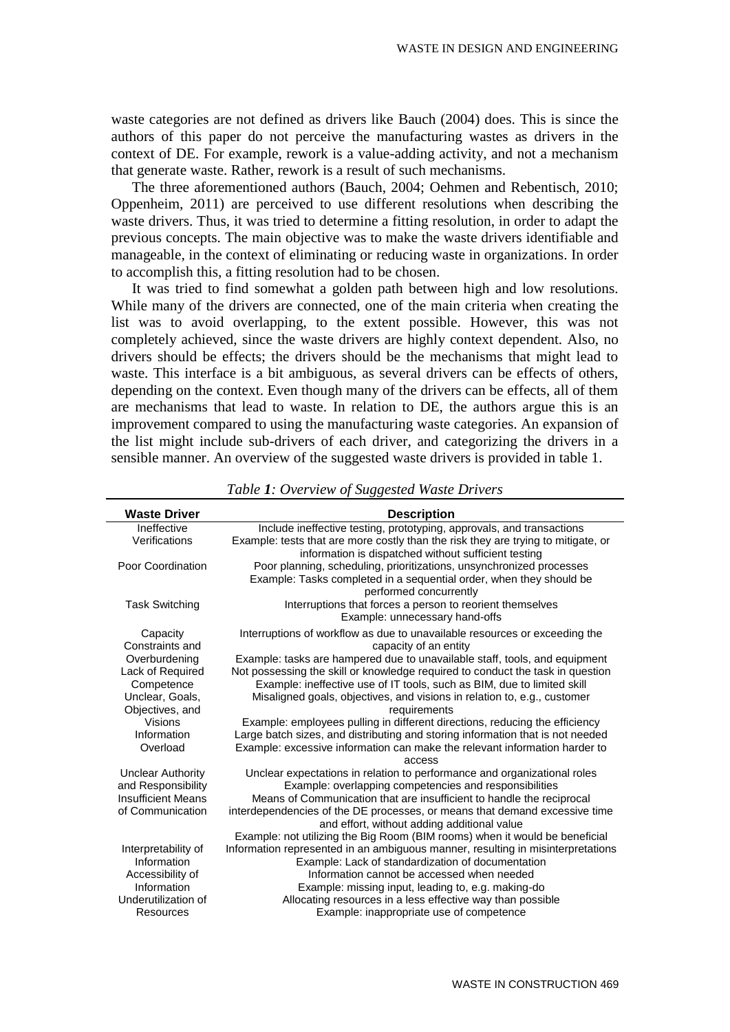waste categories are not defined as drivers like Bauch (2004) does. This is since the authors of this paper do not perceive the manufacturing wastes as drivers in the context of DE. For example, rework is a value-adding activity, and not a mechanism that generate waste. Rather, rework is a result of such mechanisms.

The three aforementioned authors (Bauch, 2004; Oehmen and Rebentisch, 2010; Oppenheim, 2011) are perceived to use different resolutions when describing the waste drivers. Thus, it was tried to determine a fitting resolution, in order to adapt the previous concepts. The main objective was to make the waste drivers identifiable and manageable, in the context of eliminating or reducing waste in organizations. In order to accomplish this, a fitting resolution had to be chosen.

It was tried to find somewhat a golden path between high and low resolutions. While many of the drivers are connected, one of the main criteria when creating the list was to avoid overlapping, to the extent possible. However, this was not completely achieved, since the waste drivers are highly context dependent. Also, no drivers should be effects; the drivers should be the mechanisms that might lead to waste. This interface is a bit ambiguous, as several drivers can be effects of others, depending on the context. Even though many of the drivers can be effects, all of them are mechanisms that lead to waste. In relation to DE, the authors argue this is an improvement compared to using the manufacturing waste categories. An expansion of the list might include sub-drivers of each driver, and categorizing the drivers in a sensible manner. An overview of the suggested waste drivers is provided in table 1.

*Table **1**: Overview of Suggested Waste Drivers*

| Waste Driver | Description |
|---|---|
| Ineffective Verifications | Include ineffective testing, prototyping, approvals, and transactions<br>Example: tests that are more costly than the risk they are trying to mitigate, or information is dispatched without sufficient testing |
| Poor Coordination | Poor planning, scheduling, prioritizations, unsynchronized processes<br>Example: Tasks completed in a sequential order, when they should be performed concurrently |
| Task Switching | Interruptions that forces a person to reorient themselves<br>Example: unnecessary hand-offs |
| Capacity Constraints and Overburdening | Interruptions of workflow as due to unavailable resources or exceeding the capacity of an entity<br>Example: tasks are hampered due to unavailable staff, tools, and equipment |
| Lack of Required Competence | Not possessing the skill or knowledge required to conduct the task in question<br>Example: ineffective use of IT tools, such as BIM, due to limited skill |
| Unclear, Goals, Objectives, and Visions | Misaligned goals, objectives, and visions in relation to, e.g., customer requirements<br>Example: employees pulling in different directions, reducing the efficiency |
| Information Overload | Large batch sizes, and distributing and storing information that is not needed<br>Example: excessive information can make the relevant information harder to access |
| Unclear Authority and Responsibility | Unclear expectations in relation to performance and organizational roles<br>Example: overlapping competencies and responsibilities |
| Insufficient Means of Communication | Means of Communication that are insufficient to handle the reciprocal interdependencies of the DE processes, or means that demand excessive time and effort, without adding additional value<br>Example: not utilizing the Big Room (BIM rooms) when it would be beneficial |
| Interpretability of Information | Information represented in an ambiguous manner, resulting in misinterpretations<br>Example: Lack of standardization of documentation |
| Accessibility of Information | Information cannot be accessed when needed<br>Example: missing input, leading to, e.g. making-do |
| Underutilization of Resources | Allocating resources in a less effective way than possible<br>Example: inappropriate use of competence |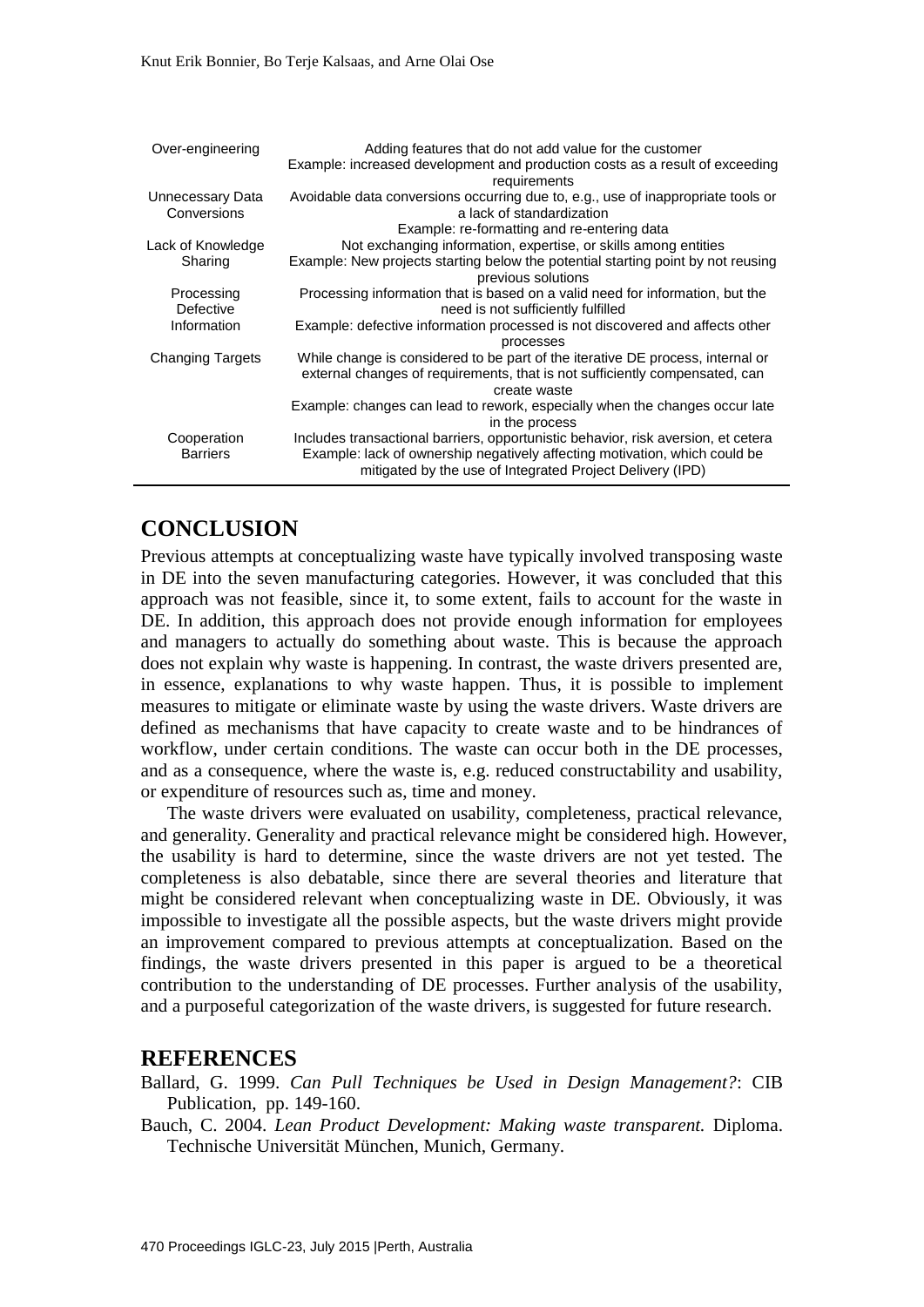| | |
|---|---|
| Over-engineering | Adding features that do not add value for the customer<br>Example: increased development and production costs as a result of exceeding requirements |
| Unnecessary Data Conversions | Avoidable data conversions occurring due to, e.g., use of inappropriate tools or a lack of standardization<br>Example: re-formatting and re-entering data |
| Lack of Knowledge Sharing | Not exchanging information, expertise, or skills among entities<br>Example: New projects starting below the potential starting point by not reusing previous solutions |
| Processing Defective Information | Processing information that is based on a valid need for information, but the need is not sufficiently fulfilled<br>Example: defective information processed is not discovered and affects other processes |
| Changing Targets | While change is considered to be part of the iterative DE process, internal or external changes of requirements, that is not sufficiently compensated, can create waste<br>Example: changes can lead to rework, especially when the changes occur late in the process |
| Cooperation Barriers | Includes transactional barriers, opportunistic behavior, risk aversion, et cetera<br>Example: lack of ownership negatively affecting motivation, which could be mitigated by the use of Integrated Project Delivery (IPD) |

## CONCLUSION

Previous attempts at conceptualizing waste have typically involved transposing waste in DE into the seven manufacturing categories. However, it was concluded that this approach was not feasible, since it, to some extent, fails to account for the waste in DE. In addition, this approach does not provide enough information for employees and managers to actually do something about waste. This is because the approach does not explain why waste is happening. In contrast, the waste drivers presented are, in essence, explanations to why waste happen. Thus, it is possible to implement measures to mitigate or eliminate waste by using the waste drivers. Waste drivers are defined as mechanisms that have capacity to create waste and to be hindrances of workflow, under certain conditions. The waste can occur both in the DE processes, and as a consequence, where the waste is, e.g. reduced constructability and usability, or expenditure of resources such as, time and money.

The waste drivers were evaluated on usability, completeness, practical relevance, and generality. Generality and practical relevance might be considered high. However, the usability is hard to determine, since the waste drivers are not yet tested. The completeness is also debatable, since there are several theories and literature that might be considered relevant when conceptualizing waste in DE. Obviously, it was impossible to investigate all the possible aspects, but the waste drivers might provide an improvement compared to previous attempts at conceptualization. Based on the findings, the waste drivers presented in this paper is argued to be a theoretical contribution to the understanding of DE processes. Further analysis of the usability, and a purposeful categorization of the waste drivers, is suggested for future research.

## REFERENCES

Ballard, G. 1999. *Can Pull Techniques be Used in Design Management?*: CIB Publication, pp. 149-160.

Bauch, C. 2004. *Lean Product Development: Making waste transparent.* Diploma. Technische Universität München, Munich, Germany.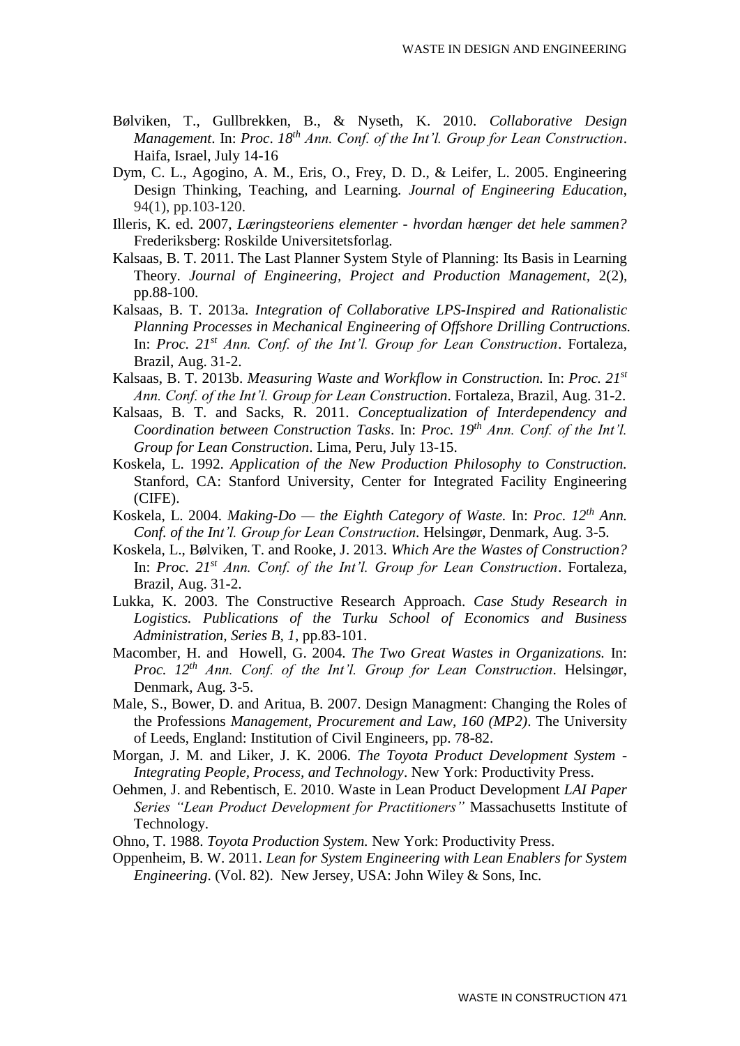Bølviken, T., Gullbrekken, B., & Nyseth, K. 2010. *Collaborative Design Management*. In: *Proc*. *18th Ann. Conf. of the Int'l. Group for Lean Construction*. Haifa, Israel, July 14-16

Dym, C. L., Agogino, A. M., Eris, O., Frey, D. D., & Leifer, L. 2005. Engineering Design Thinking, Teaching, and Learning. *Journal of Engineering Education*, 94(1), pp.103-120.

Illeris, K. ed. 2007, *Læringsteoriens elementer - hvordan hænger det hele sammen?* Frederiksberg: Roskilde Universitetsforlag.

Kalsaas, B. T. 2011. The Last Planner System Style of Planning: Its Basis in Learning Theory. *Journal of Engineering, Project and Production Management*, 2(2), pp.88-100.

Kalsaas, B. T. 2013a. *Integration of Collaborative LPS-Inspired and Rationalistic Planning Processes in Mechanical Engineering of Offshore Drilling Contructions.* In: *Proc. 21st Ann. Conf. of the Int'l. Group for Lean Construction*. Fortaleza, Brazil, Aug. 31-2.

Kalsaas, B. T. 2013b. *Measuring Waste and Workflow in Construction.* In: *Proc. 21st Ann. Conf. of the Int'l. Group for Lean Construction*. Fortaleza, Brazil, Aug. 31-2.

Kalsaas, B. T. and Sacks, R. 2011. *Conceptualization of Interdependency and Coordination between Construction Tasks*. In: *Proc. 19th Ann. Conf. of the Int'l. Group for Lean Construction*. Lima, Peru, July 13-15.

Koskela, L. 1992. *Application of the New Production Philosophy to Construction.* Stanford, CA: Stanford University, Center for Integrated Facility Engineering (CIFE).

Koskela, L. 2004. *Making-Do — the Eighth Category of Waste.* In: *Proc. 12th Ann. Conf. of the Int'l. Group for Lean Construction*. Helsingør, Denmark, Aug. 3-5.

Koskela, L., Bølviken, T. and Rooke, J. 2013. *Which Are the Wastes of Construction?* In: *Proc. 21st Ann. Conf. of the Int'l. Group for Lean Construction*. Fortaleza, Brazil, Aug. 31-2.

Lukka, K. 2003. The Constructive Research Approach. *Case Study Research in Logistics. Publications of the Turku School of Economics and Business Administration, Series B, 1*, pp.83-101.

Macomber, H. and Howell, G. 2004. *The Two Great Wastes in Organizations.* In: *Proc. 12th Ann. Conf. of the Int'l. Group for Lean Construction*. Helsingør, Denmark, Aug. 3-5.

Male, S., Bower, D. and Aritua, B. 2007. Design Managment: Changing the Roles of the Professions *Management, Procurement and Law, 160 (MP2)*. The University of Leeds, England: Institution of Civil Engineers, pp. 78-82.

Morgan, J. M. and Liker, J. K. 2006. *The Toyota Product Development System - Integrating People, Process, and Technology*. New York: Productivity Press.

Oehmen, J. and Rebentisch, E. 2010. Waste in Lean Product Development *LAI Paper Series "Lean Product Development for Practitioners"* Massachusetts Institute of Technology.

Ohno, T. 1988. *Toyota Production System.* New York: Productivity Press.

Oppenheim, B. W. 2011. *Lean for System Engineering with Lean Enablers for System Engineering*. (Vol. 82). New Jersey, USA: John Wiley & Sons, Inc.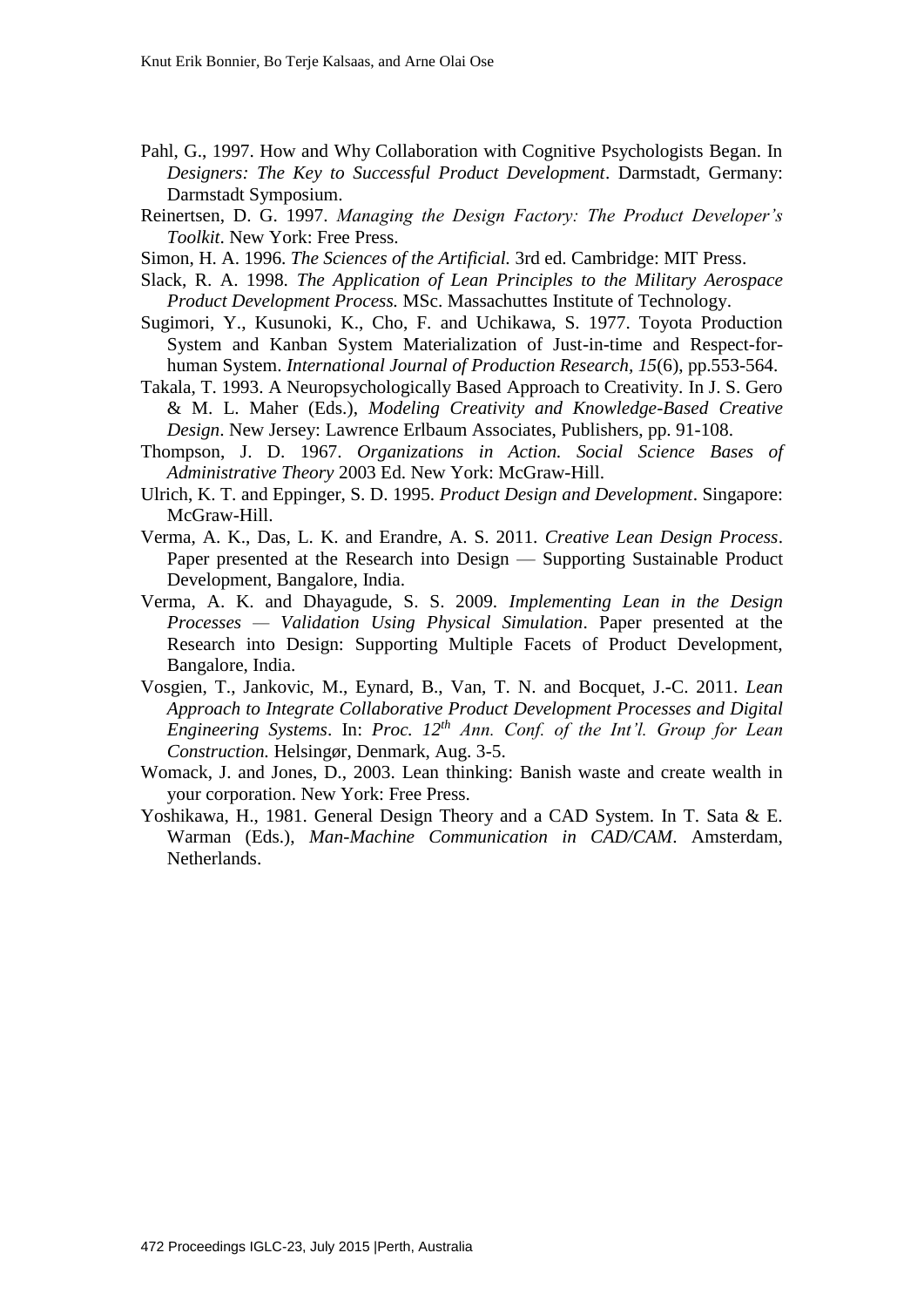Pahl, G., 1997. How and Why Collaboration with Cognitive Psychologists Began. In *Designers: The Key to Successful Product Development*. Darmstadt, Germany: Darmstadt Symposium.

Reinertsen, D. G. 1997. *Managing the Design Factory: The Product Developer's Toolkit*. New York: Free Press.

Simon, H. A. 1996. *The Sciences of the Artificial.* 3rd ed. Cambridge: MIT Press.

Slack, R. A. 1998. *The Application of Lean Principles to the Military Aerospace Product Development Process.* MSc. Massachuttes Institute of Technology.

Sugimori, Y., Kusunoki, K., Cho, F. and Uchikawa, S. 1977. Toyota Production System and Kanban System Materialization of Just-in-time and Respect-for-human System. *International Journal of Production Research*, *15*(6), pp.553-564.

Takala, T. 1993. A Neuropsychologically Based Approach to Creativity. In J. S. Gero & M. L. Maher (Eds.), *Modeling Creativity and Knowledge-Based Creative Design*. New Jersey: Lawrence Erlbaum Associates, Publishers, pp. 91-108.

Thompson, J. D. 1967. *Organizations in Action. Social Science Bases of Administrative Theory* 2003 Ed. New York: McGraw-Hill.

Ulrich, K. T. and Eppinger, S. D. 1995. *Product Design and Development*. Singapore: McGraw-Hill.

Verma, A. K., Das, L. K. and Erandre, A. S. 2011. *Creative Lean Design Process*. Paper presented at the Research into Design — Supporting Sustainable Product Development, Bangalore, India.

Verma, A. K. and Dhayagude, S. S. 2009. *Implementing Lean in the Design Processes — Validation Using Physical Simulation*. Paper presented at the Research into Design: Supporting Multiple Facets of Product Development, Bangalore, India.

Vosgien, T., Jankovic, M., Eynard, B., Van, T. N. and Bocquet, J.-C. 2011. *Lean Approach to Integrate Collaborative Product Development Processes and Digital Engineering Systems*. In: *Proc. 12th Ann. Conf. of the Int'l. Group for Lean Construction.* Helsingør, Denmark, Aug. 3-5.

Womack, J. and Jones, D., 2003. Lean thinking: Banish waste and create wealth in your corporation. New York: Free Press.

Yoshikawa, H., 1981. General Design Theory and a CAD System. In T. Sata & E. Warman (Eds.), *Man-Machine Communication in CAD/CAM*. Amsterdam, Netherlands.